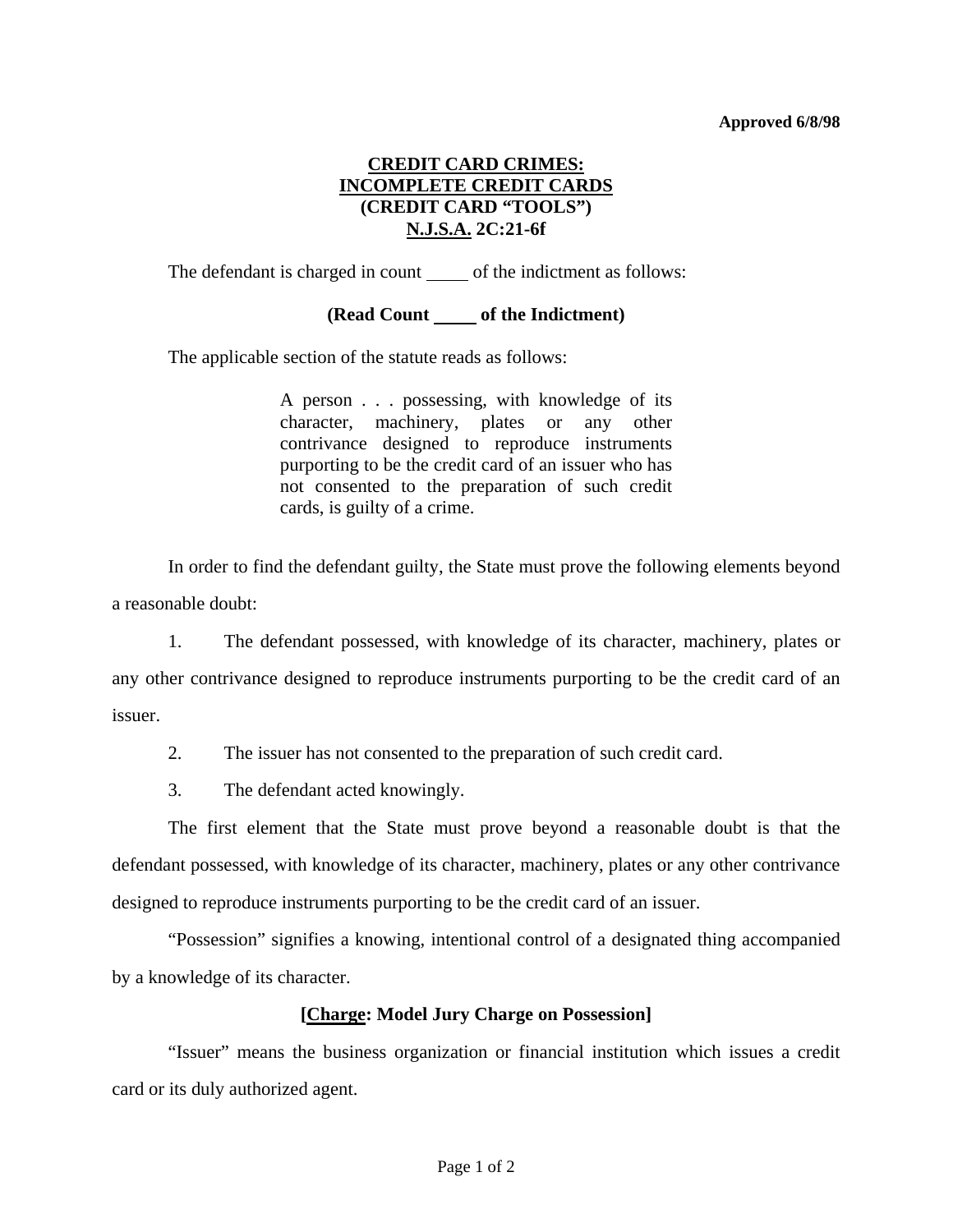**Approved 6/8/98**

# CREDIT CARD CRIMES: INCOMPLETE CREDIT CARDS (CREDIT CARD "TOOLS") N.J.S.A. 2C:21-6f

The defendant is charged in count ____ of the indictment as follows:

**(Read Count ____ of the Indictment)**

The applicable section of the statute reads as follows:

> A person . . . possessing, with knowledge of its character, machinery, plates or any other contrivance designed to reproduce instruments purporting to be the credit card of an issuer who has not consented to the preparation of such credit cards, is guilty of a crime.

In order to find the defendant guilty, the State must prove the following elements beyond a reasonable doubt:

1. The defendant possessed, with knowledge of its character, machinery, plates or any other contrivance designed to reproduce instruments purporting to be the credit card of an issuer.

2. The issuer has not consented to the preparation of such credit card.

3. The defendant acted knowingly.

The first element that the State must prove beyond a reasonable doubt is that the defendant possessed, with knowledge of its character, machinery, plates or any other contrivance designed to reproduce instruments purporting to be the credit card of an issuer.

"Possession" signifies a knowing, intentional control of a designated thing accompanied by a knowledge of its character.

**[Charge: Model Jury Charge on Possession]**

"Issuer" means the business organization or financial institution which issues a credit card or its duly authorized agent.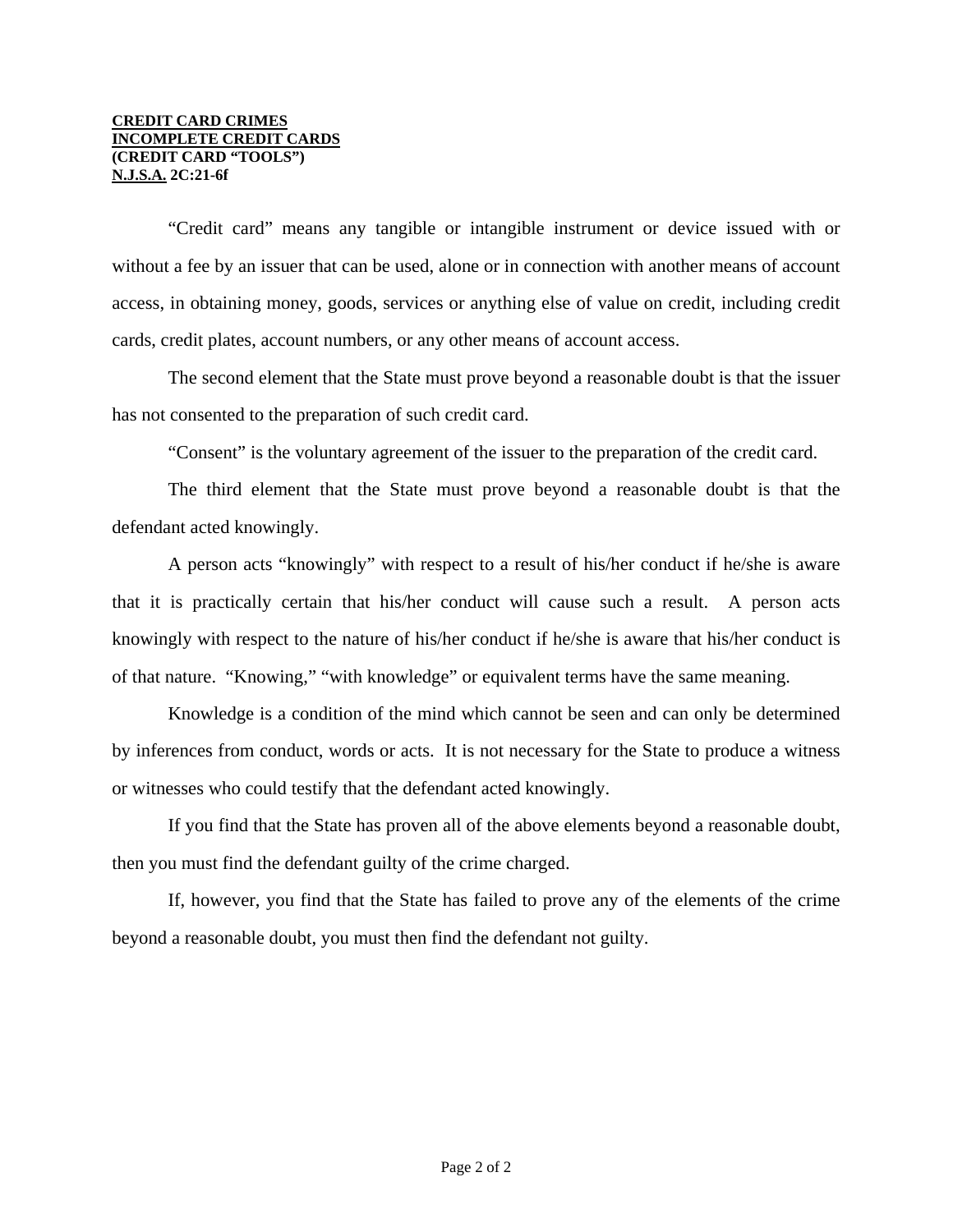**CREDIT CARD CRIMES**
**INCOMPLETE CREDIT CARDS**
**(CREDIT CARD "TOOLS")**
**N.J.S.A. 2C:21-6f**

"Credit card" means any tangible or intangible instrument or device issued with or without a fee by an issuer that can be used, alone or in connection with another means of account access, in obtaining money, goods, services or anything else of value on credit, including credit cards, credit plates, account numbers, or any other means of account access.

The second element that the State must prove beyond a reasonable doubt is that the issuer has not consented to the preparation of such credit card.

"Consent" is the voluntary agreement of the issuer to the preparation of the credit card.

The third element that the State must prove beyond a reasonable doubt is that the defendant acted knowingly.

A person acts "knowingly" with respect to a result of his/her conduct if he/she is aware that it is practically certain that his/her conduct will cause such a result. A person acts knowingly with respect to the nature of his/her conduct if he/she is aware that his/her conduct is of that nature. "Knowing," "with knowledge" or equivalent terms have the same meaning.

Knowledge is a condition of the mind which cannot be seen and can only be determined by inferences from conduct, words or acts. It is not necessary for the State to produce a witness or witnesses who could testify that the defendant acted knowingly.

If you find that the State has proven all of the above elements beyond a reasonable doubt, then you must find the defendant guilty of the crime charged.

If, however, you find that the State has failed to prove any of the elements of the crime beyond a reasonable doubt, you must then find the defendant not guilty.